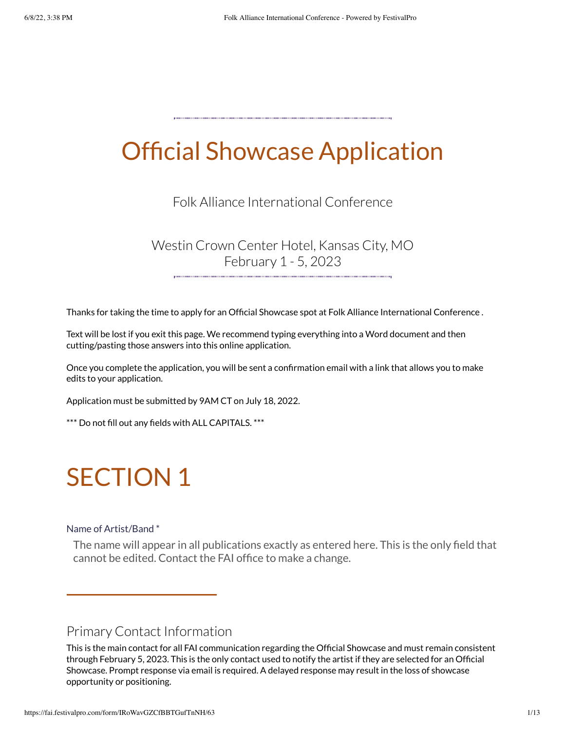# Official Showcase Application

Folk Alliance International Conference

Westin Crown Center Hotel, Kansas City, MO
February 1 - 5, 2023

Thanks for taking the time to apply for an Official Showcase spot at Folk Alliance International Conference .

Text will be lost if you exit this page. We recommend typing everything into a Word document and then cutting/pasting those answers into this online application.

Once you complete the application, you will be sent a confirmation email with a link that allows you to make edits to your application.

Application must be submitted by 9AM CT on July 18, 2022.

*** Do not fill out any fields with ALL CAPITALS. ***

# SECTION 1

Name of Artist/Band *

The name will appear in all publications exactly as entered here. This is the only field that cannot be edited. Contact the FAI office to make a change.

## Primary Contact Information

This is the main contact for all FAI communication regarding the Official Showcase and must remain consistent through February 5, 2023. This is the only contact used to notify the artist if they are selected for an Official Showcase. Prompt response via email is required. A delayed response may result in the loss of showcase opportunity or positioning.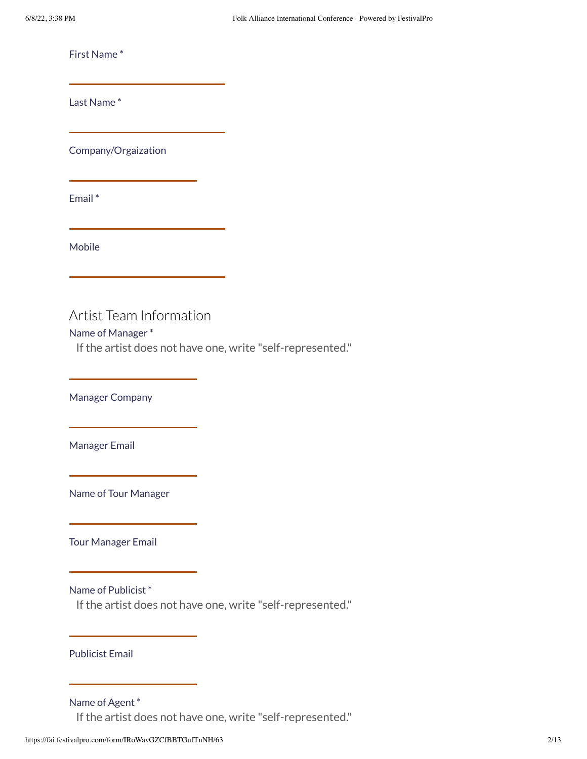First Name *

Last Name *

Company/Orgaization

Email *

Mobile

## Artist Team Information

Name of Manager *
If the artist does not have one, write "self-represented."

Manager Company

Manager Email

Name of Tour Manager

Tour Manager Email

Name of Publicist *
If the artist does not have one, write "self-represented."

Publicist Email

Name of Agent *
If the artist does not have one, write "self-represented."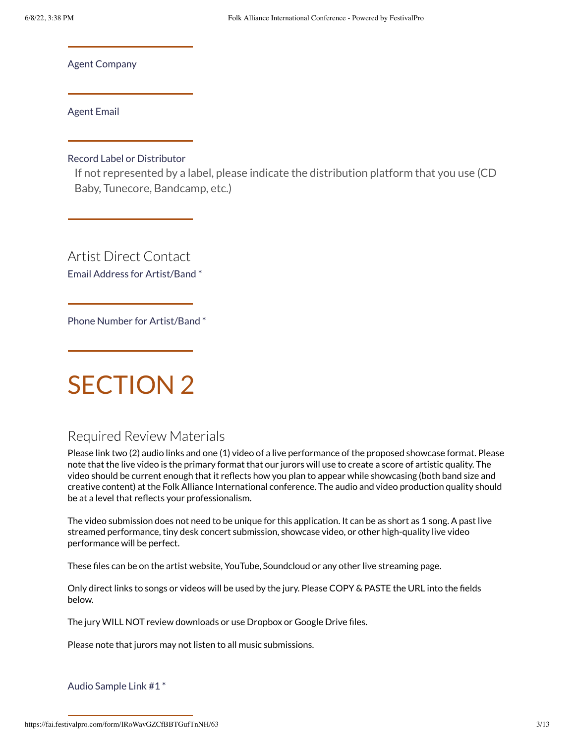Agent Company

Agent Email

Record Label or Distributor

If not represented by a label, please indicate the distribution platform that you use (CD Baby, Tunecore, Bandcamp, etc.)

## Artist Direct Contact

Email Address for Artist/Band *

Phone Number for Artist/Band *

# SECTION 2

## Required Review Materials

Please link two (2) audio links and one (1) video of a live performance of the proposed showcase format. Please note that the live video is the primary format that our jurors will use to create a score of artistic quality. The video should be current enough that it reflects how you plan to appear while showcasing (both band size and creative content) at the Folk Alliance International conference. The audio and video production quality should be at a level that reflects your professionalism.

The video submission does not need to be unique for this application. It can be as short as 1 song. A past live streamed performance, tiny desk concert submission, showcase video, or other high-quality live video performance will be perfect.

These files can be on the artist website, YouTube, Soundcloud or any other live streaming page.

Only direct links to songs or videos will be used by the jury. Please COPY & PASTE the URL into the fields below.

The jury WILL NOT review downloads or use Dropbox or Google Drive files.

Please note that jurors may not listen to all music submissions.

Audio Sample Link #1 *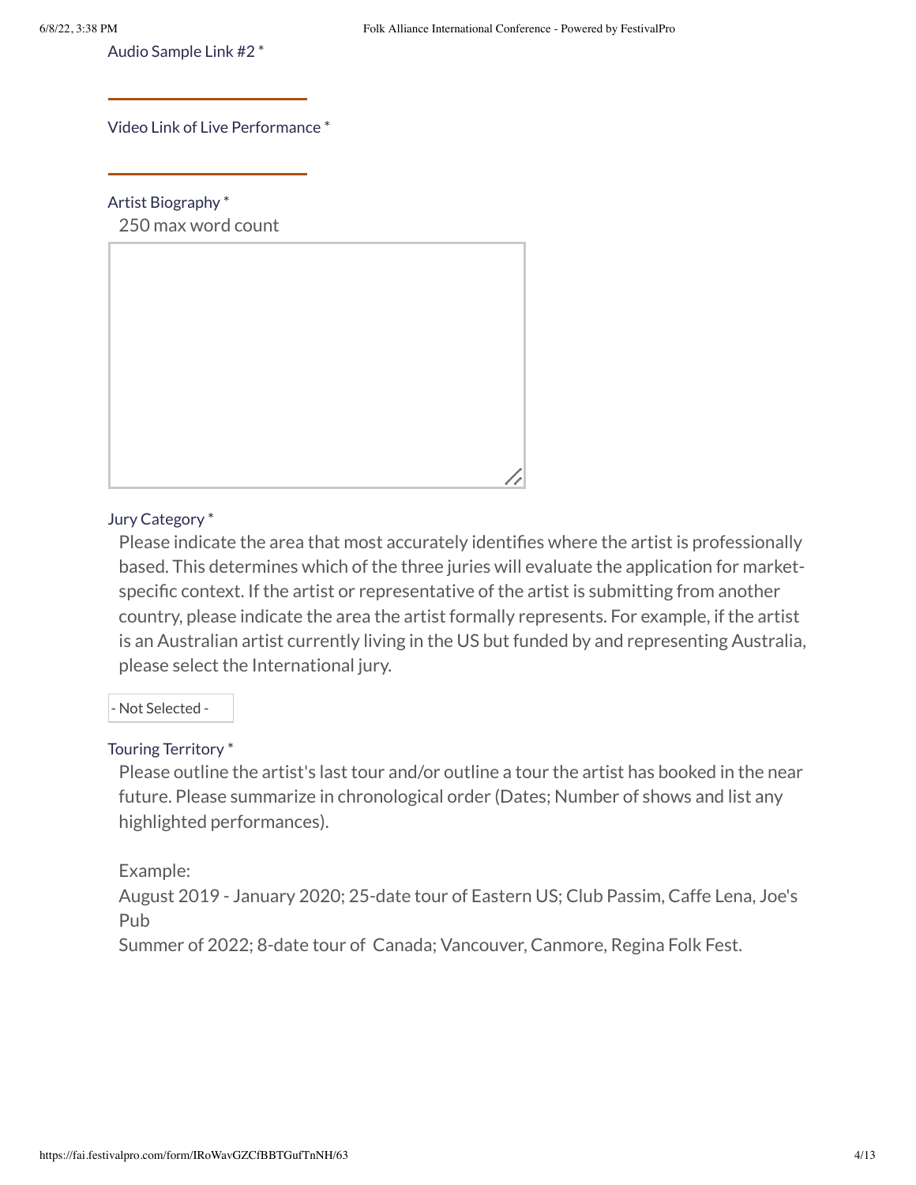Audio Sample Link #2 *

Video Link of Live Performance *

Artist Biography *

250 max word count

Jury Category *

Please indicate the area that most accurately identifies where the artist is professionally based. This determines which of the three juries will evaluate the application for market-specific context. If the artist or representative of the artist is submitting from another country, please indicate the area the artist formally represents. For example, if the artist is an Australian artist currently living in the US but funded by and representing Australia, please select the International jury.

- Not Selected -

Touring Territory *

Please outline the artist's last tour and/or outline a tour the artist has booked in the near future. Please summarize in chronological order (Dates; Number of shows and list any highlighted performances).

Example:

August 2019 - January 2020; 25-date tour of Eastern US; Club Passim, Caffe Lena, Joe's Pub

Summer of 2022; 8-date tour of Canada; Vancouver, Canmore, Regina Folk Fest.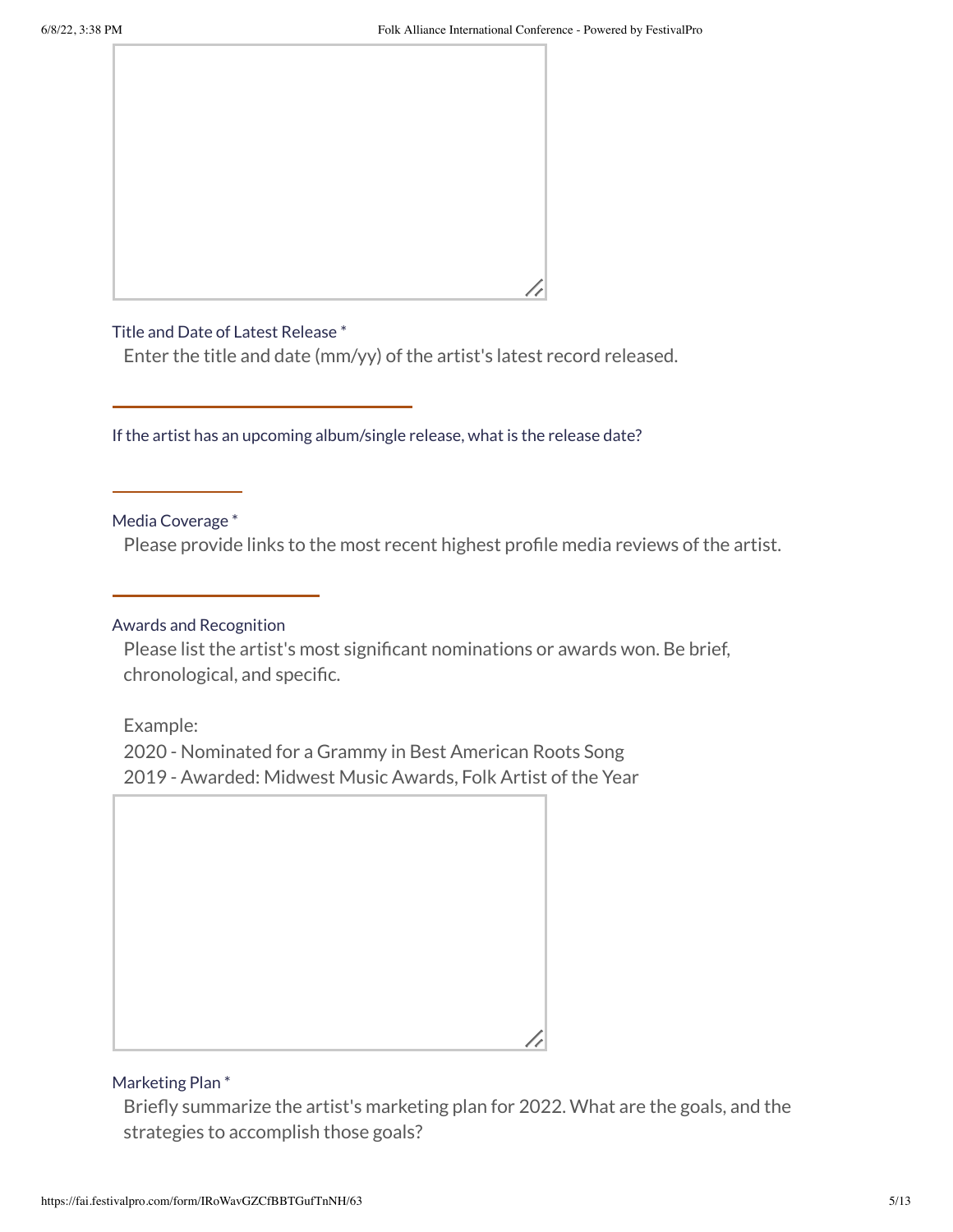Title and Date of Latest Release *

Enter the title and date (mm/yy) of the artist's latest record released.

If the artist has an upcoming album/single release, what is the release date?

Media Coverage *

Please provide links to the most recent highest profile media reviews of the artist.

Awards and Recognition

Please list the artist's most significant nominations or awards won. Be brief, chronological, and specific.

Example:
2020 - Nominated for a Grammy in Best American Roots Song
2019 - Awarded: Midwest Music Awards, Folk Artist of the Year

Marketing Plan *

Briefly summarize the artist's marketing plan for 2022. What are the goals, and the strategies to accomplish those goals?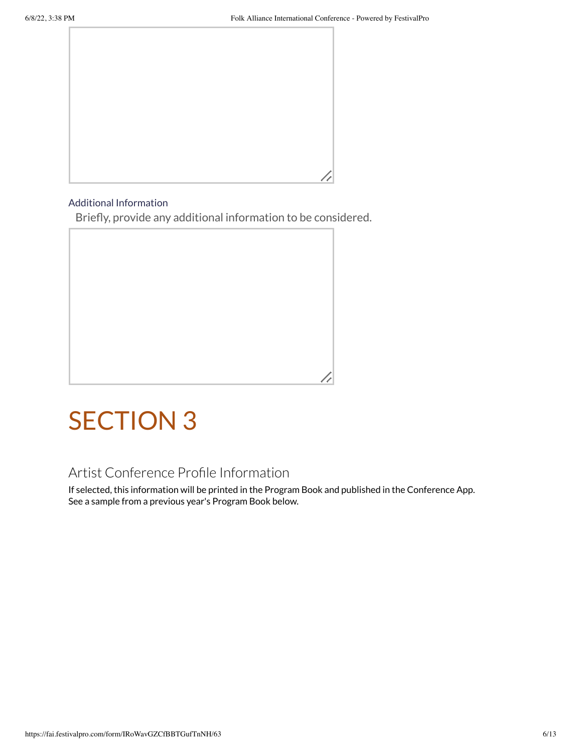Additional Information

Briefly, provide any additional information to be considered.

# SECTION 3

## Artist Conference Profile Information

If selected, this information will be printed in the Program Book and published in the Conference App. See a sample from a previous year's Program Book below.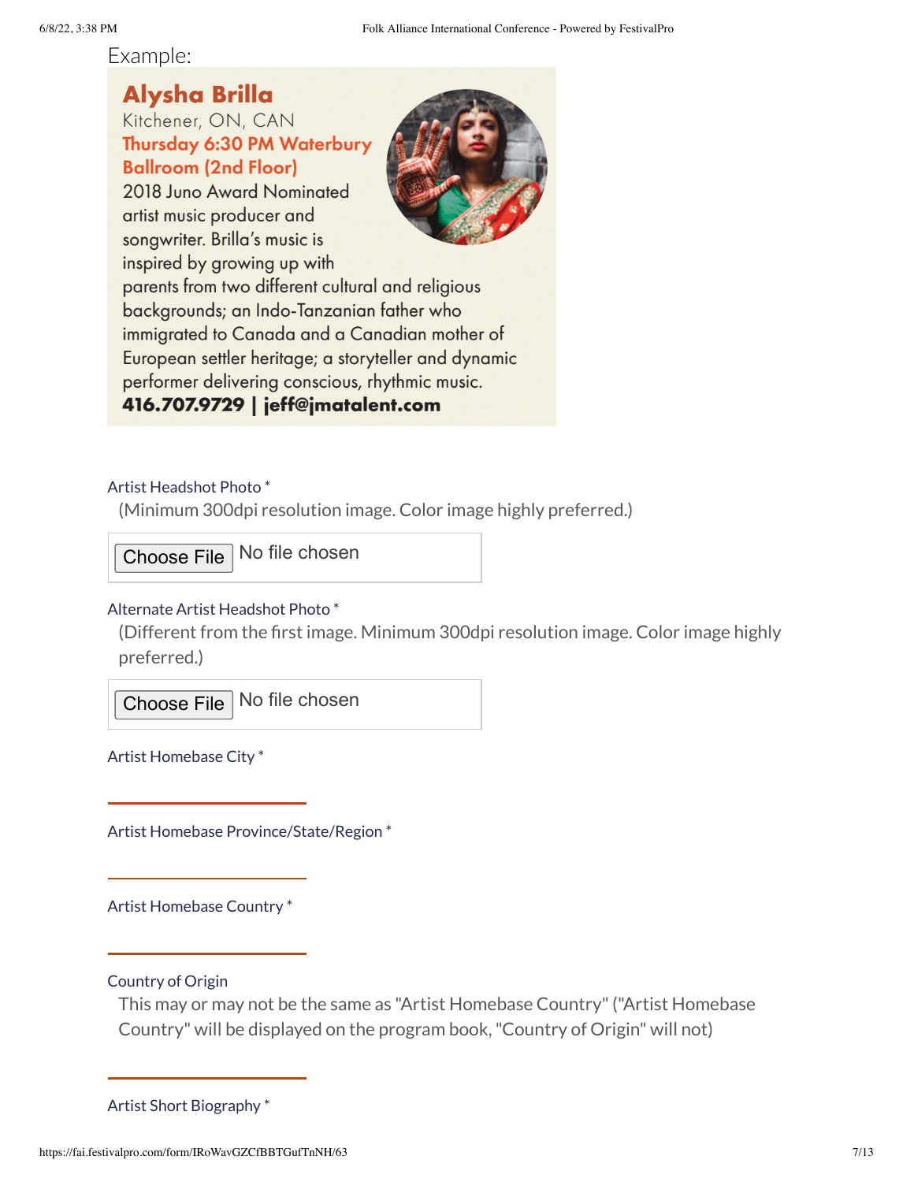Example:

**Alysha Brilla**
Kitchener, ON, CAN
**Thursday 6:30 PM Waterbury Ballroom (2nd Floor)**
2018 Juno Award Nominated artist music producer and songwriter. Brilla's music is inspired by growing up with parents from two different cultural and religious backgrounds; an Indo-Tanzanian father who immigrated to Canada and a Canadian mother of European settler heritage; a storyteller and dynamic performer delivering conscious, rhythmic music.
**416.707.9729 | jeff@jmatalent.com**

Artist Headshot Photo *
(Minimum 300dpi resolution image. Color image highly preferred.)

Choose File No file chosen

Alternate Artist Headshot Photo *
(Different from the first image. Minimum 300dpi resolution image. Color image highly preferred.)

Choose File No file chosen

Artist Homebase City *

Artist Homebase Province/State/Region *

Artist Homebase Country *

Country of Origin
This may or may not be the same as "Artist Homebase Country" ("Artist Homebase Country" will be displayed on the program book, "Country of Origin" will not)

Artist Short Biography *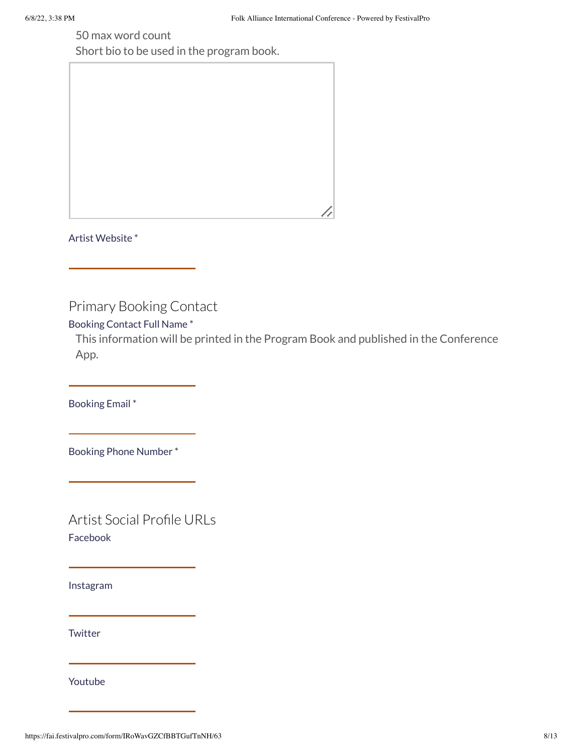50 max word count

Short bio to be used in the program book.

Artist Website *

## Primary Booking Contact

Booking Contact Full Name *

This information will be printed in the Program Book and published in the Conference App.

Booking Email *

Booking Phone Number *

## Artist Social Profile URLs

Facebook

Instagram

Twitter

Youtube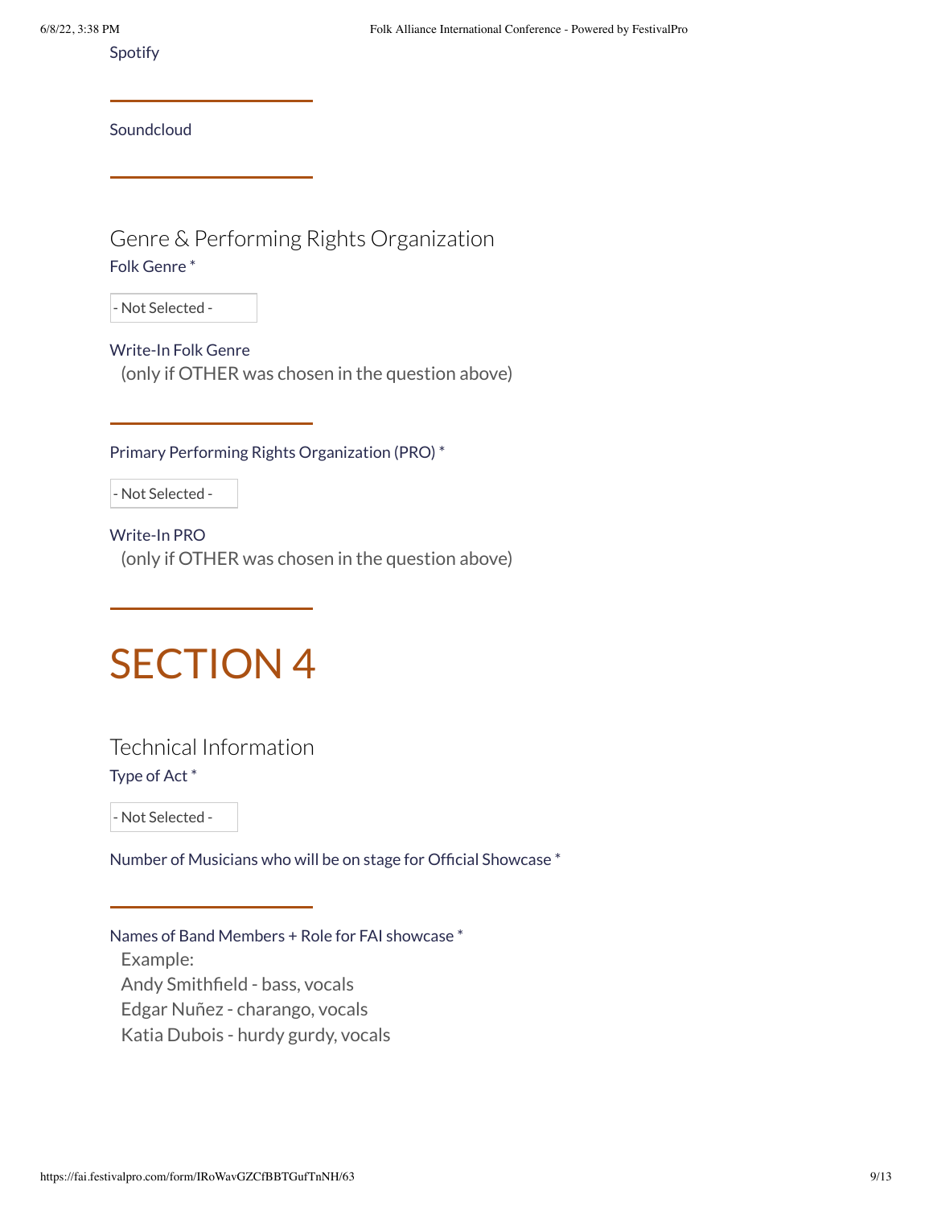Spotify

---

Soundcloud

---

## Genre & Performing Rights Organization

Folk Genre *

- Not Selected -

Write-In Folk Genre
(only if OTHER was chosen in the question above)

---

Primary Performing Rights Organization (PRO) *

- Not Selected -

Write-In PRO
(only if OTHER was chosen in the question above)

---

# SECTION 4

## Technical Information

Type of Act *

- Not Selected -

Number of Musicians who will be on stage for Official Showcase *

---

Names of Band Members + Role for FAI showcase *
Example:
Andy Smithfield - bass, vocals
Edgar Nuñez - charango, vocals
Katia Dubois - hurdy gurdy, vocals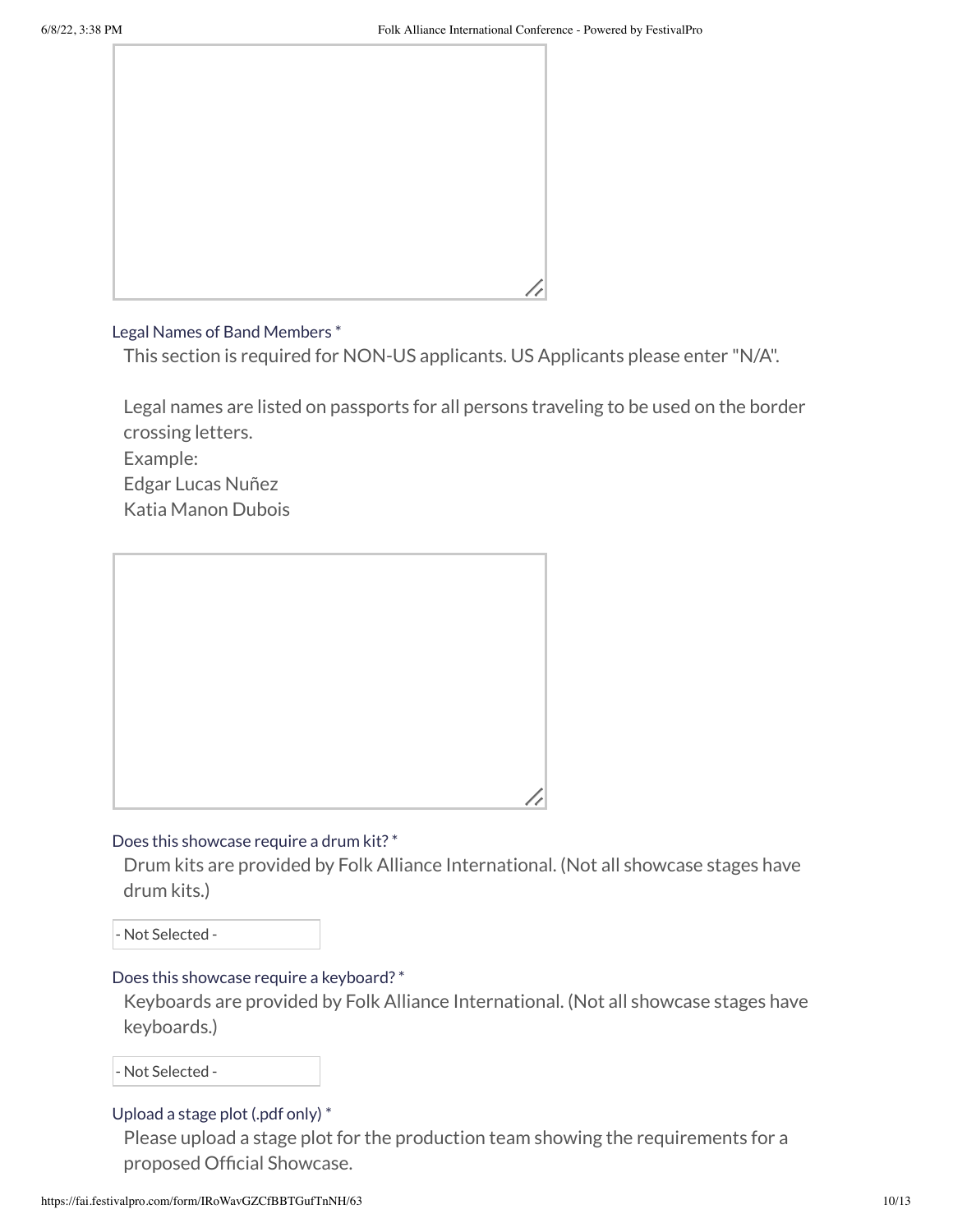Legal Names of Band Members *

This section is required for NON-US applicants. US Applicants please enter "N/A".

Legal names are listed on passports for all persons traveling to be used on the border crossing letters.
Example:
Edgar Lucas Nuñez
Katia Manon Dubois

Does this showcase require a drum kit? *

Drum kits are provided by Folk Alliance International. (Not all showcase stages have drum kits.)

- Not Selected -

Does this showcase require a keyboard? *

Keyboards are provided by Folk Alliance International. (Not all showcase stages have keyboards.)

- Not Selected -

Upload a stage plot (.pdf only) *

Please upload a stage plot for the production team showing the requirements for a proposed Official Showcase.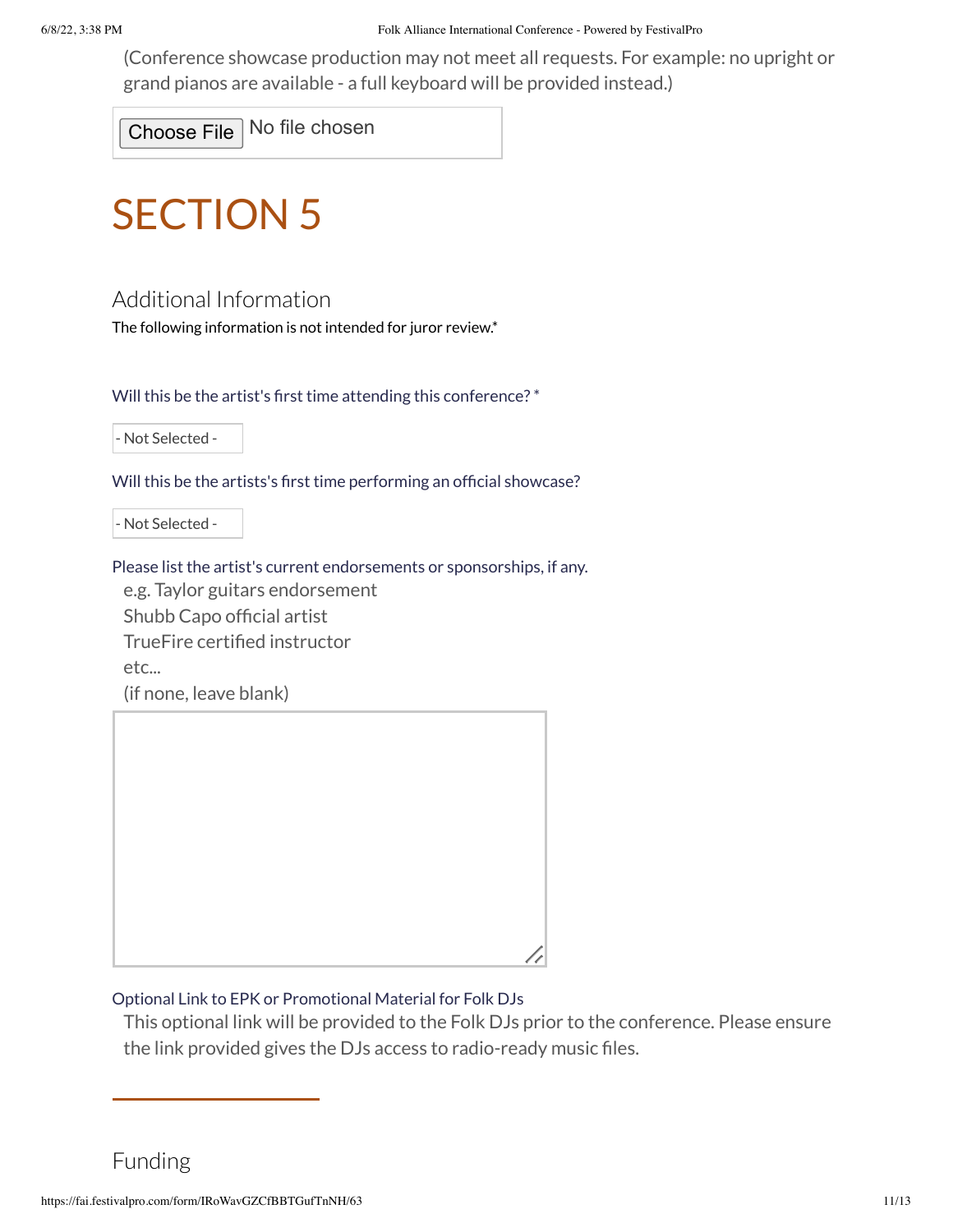(Conference showcase production may not meet all requests. For example: no upright or grand pianos are available - a full keyboard will be provided instead.)

Choose File No file chosen

# SECTION 5

## Additional Information

The following information is not intended for juror review.*

Will this be the artist's first time attending this conference? *

- Not Selected -

Will this be the artists's first time performing an official showcase?

- Not Selected -

Please list the artist's current endorsements or sponsorships, if any.

e.g. Taylor guitars endorsement
Shubb Capo official artist
TrueFire certified instructor
etc...
(if none, leave blank)

Optional Link to EPK or Promotional Material for Folk DJs

This optional link will be provided to the Folk DJs prior to the conference. Please ensure the link provided gives the DJs access to radio-ready music files.

## Funding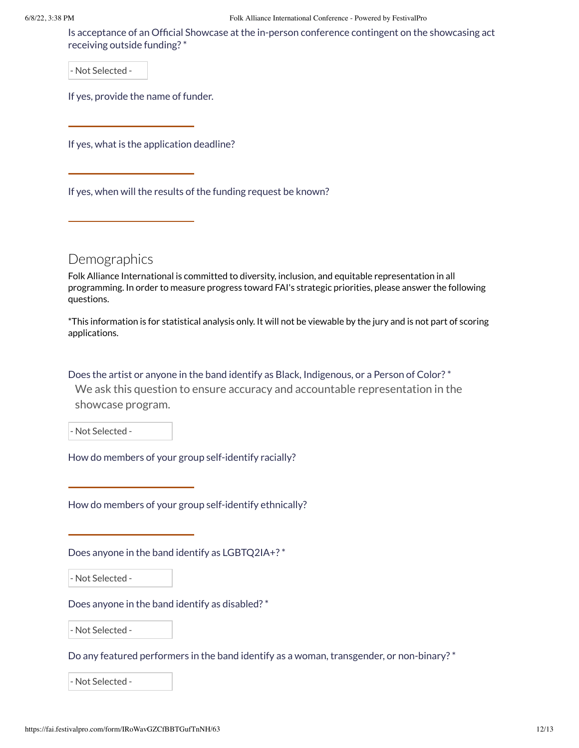Is acceptance of an Official Showcase at the in-person conference contingent on the showcasing act receiving outside funding? *

- Not Selected -

If yes, provide the name of funder.

If yes, what is the application deadline?

If yes, when will the results of the funding request be known?

## Demographics

Folk Alliance International is committed to diversity, inclusion, and equitable representation in all programming. In order to measure progress toward FAI's strategic priorities, please answer the following questions.

*This information is for statistical analysis only. It will not be viewable by the jury and is not part of scoring applications.

Does the artist or anyone in the band identify as Black, Indigenous, or a Person of Color? *

We ask this question to ensure accuracy and accountable representation in the showcase program.

- Not Selected -

How do members of your group self-identify racially?

How do members of your group self-identify ethnically?

Does anyone in the band identify as LGBTQ2IA+? *

- Not Selected -

Does anyone in the band identify as disabled? *

- Not Selected -

Do any featured performers in the band identify as a woman, transgender, or non-binary? *

- Not Selected -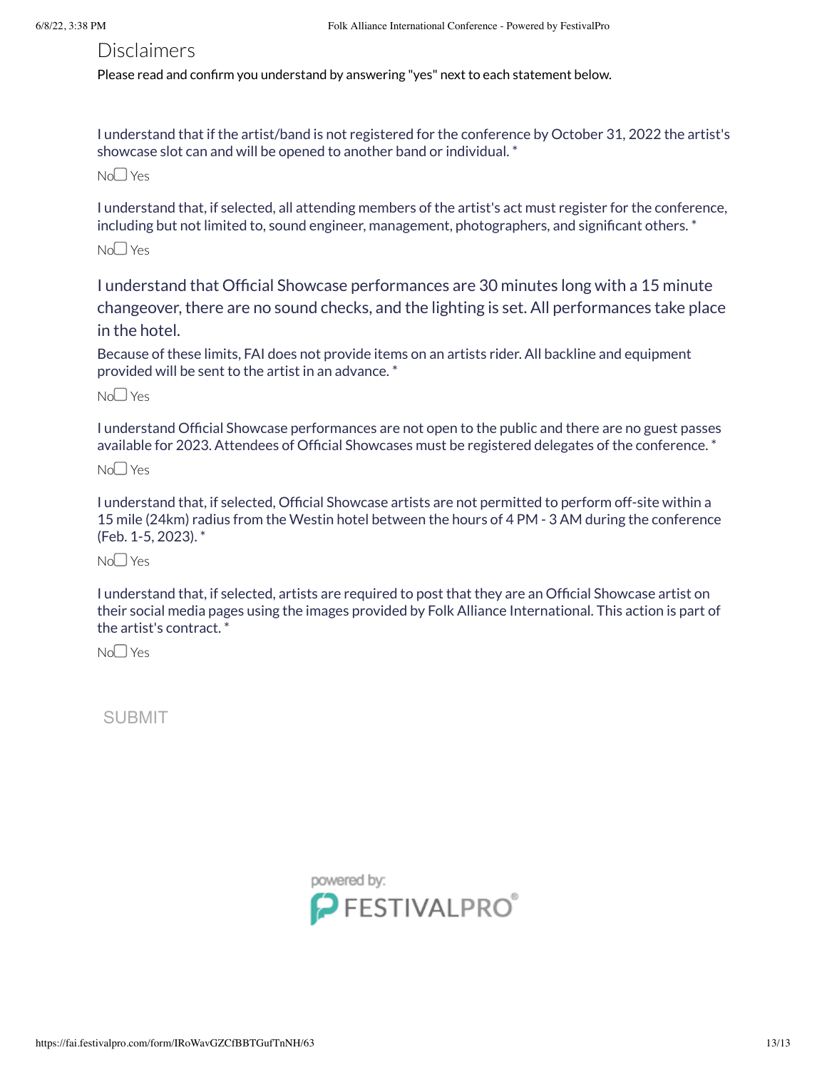## Disclaimers

Please read and confirm you understand by answering "yes" next to each statement below.

I understand that if the artist/band is not registered for the conference by October 31, 2022 the artist's showcase slot can and will be opened to another band or individual. *

No ☐ Yes

I understand that, if selected, all attending members of the artist's act must register for the conference, including but not limited to, sound engineer, management, photographers, and significant others. *

No ☐ Yes

### I understand that Official Showcase performances are 30 minutes long with a 15 minute changeover, there are no sound checks, and the lighting is set. All performances take place in the hotel.

Because of these limits, FAI does not provide items on an artists rider. All backline and equipment provided will be sent to the artist in an advance. *

No ☐ Yes

I understand Official Showcase performances are not open to the public and there are no guest passes available for 2023. Attendees of Official Showcases must be registered delegates of the conference. *

No ☐ Yes

I understand that, if selected, Official Showcase artists are not permitted to perform off-site within a 15 mile (24km) radius from the Westin hotel between the hours of 4 PM - 3 AM during the conference (Feb. 1-5, 2023). *

No ☐ Yes

I understand that, if selected, artists are required to post that they are an Official Showcase artist on their social media pages using the images provided by Folk Alliance International. This action is part of the artist's contract. *

No ☐ Yes

SUBMIT

powered by: FESTIVALPRO®